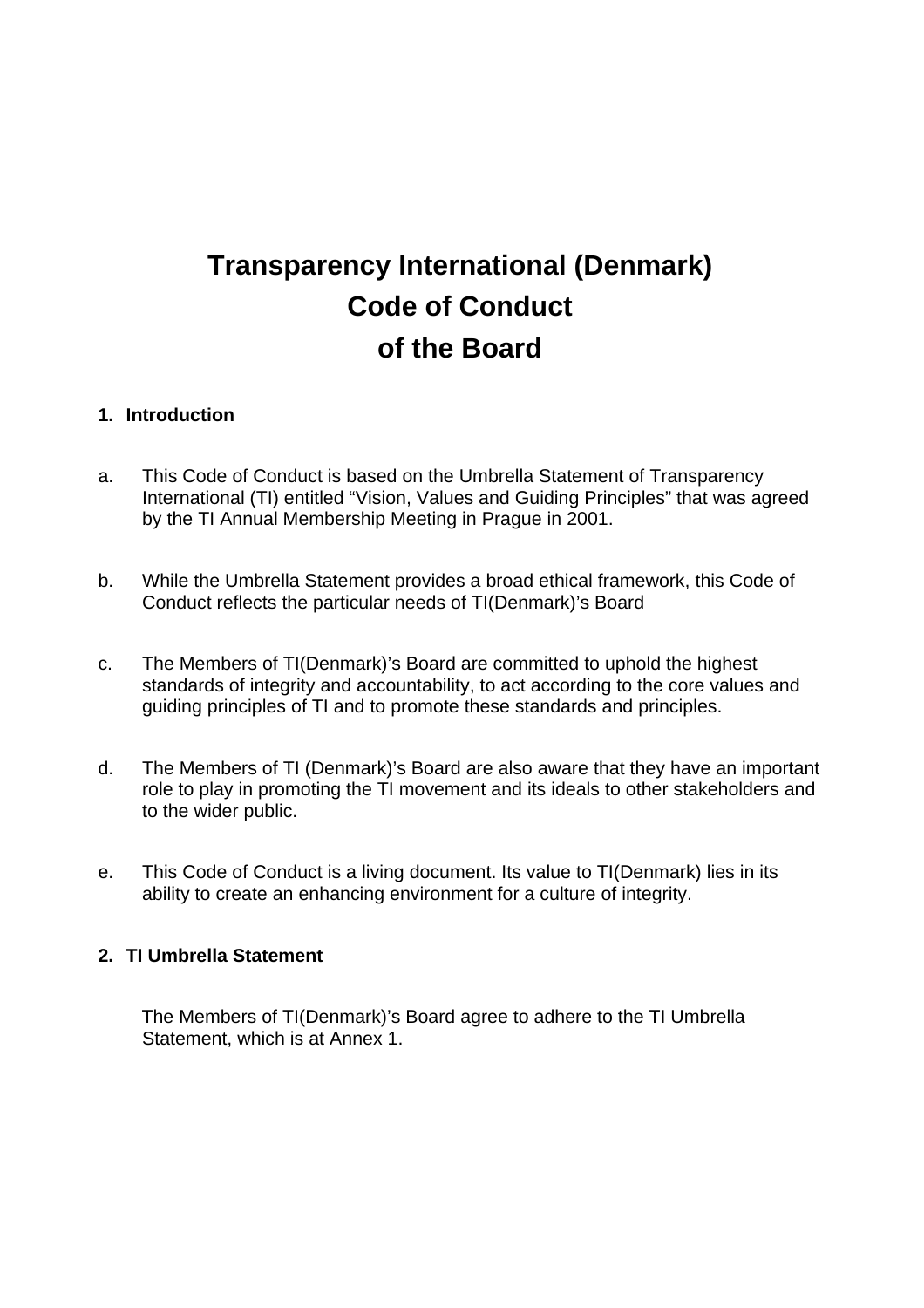# Transparency International (Denmark) Code of Conduct of the Board

## 1. Introduction

a. This Code of Conduct is based on the Umbrella Statement of Transparency International (TI) entitled “Vision, Values and Guiding Principles” that was agreed by the TI Annual Membership Meeting in Prague in 2001.

b. While the Umbrella Statement provides a broad ethical framework, this Code of Conduct reflects the particular needs of TI(Denmark)’s Board

c. The Members of TI(Denmark)’s Board are committed to uphold the highest standards of integrity and accountability, to act according to the core values and guiding principles of TI and to promote these standards and principles.

d. The Members of TI (Denmark)’s Board are also aware that they have an important role to play in promoting the TI movement and its ideals to other stakeholders and to the wider public.

e. This Code of Conduct is a living document. Its value to TI(Denmark) lies in its ability to create an enhancing environment for a culture of integrity.

## 2. TI Umbrella Statement

The Members of TI(Denmark)’s Board agree to adhere to the TI Umbrella Statement, which is at Annex 1.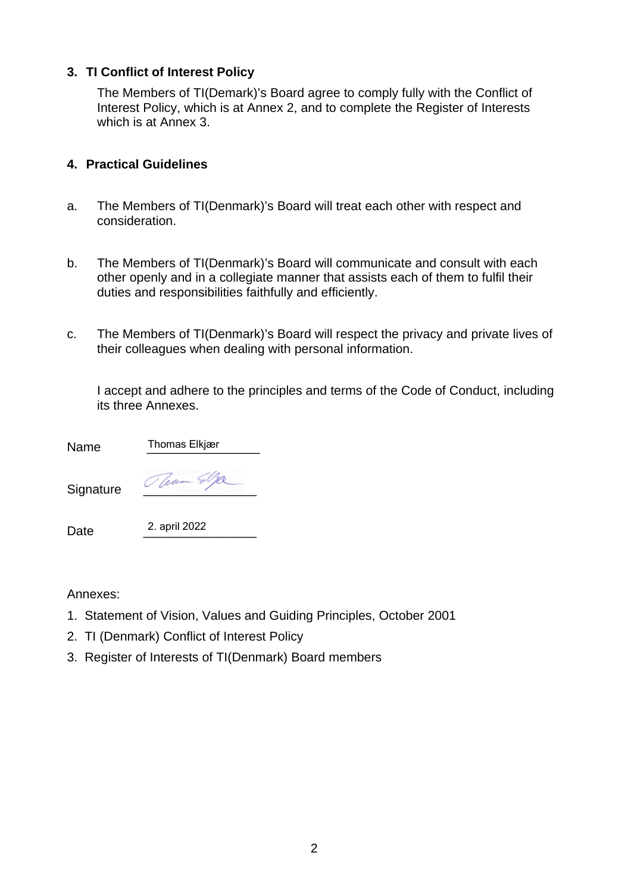### 3. TI Conflict of Interest Policy

The Members of TI(Demark)'s Board agree to comply fully with the Conflict of Interest Policy, which is at Annex 2, and to complete the Register of Interests which is at Annex 3.

### 4. Practical Guidelines

a. The Members of TI(Denmark)'s Board will treat each other with respect and consideration.

b. The Members of TI(Denmark)'s Board will communicate and consult with each other openly and in a collegiate manner that assists each of them to fulfil their duties and responsibilities faithfully and efficiently.

c. The Members of TI(Denmark)'s Board will respect the privacy and private lives of their colleagues when dealing with personal information.

I accept and adhere to the principles and terms of the Code of Conduct, including its three Annexes.

Name Thomas Elkjær

Signature

Date 2. april 2022

Annexes:

1. Statement of Vision, Values and Guiding Principles, October 2001
2. TI (Denmark) Conflict of Interest Policy
3. Register of Interests of TI(Denmark) Board members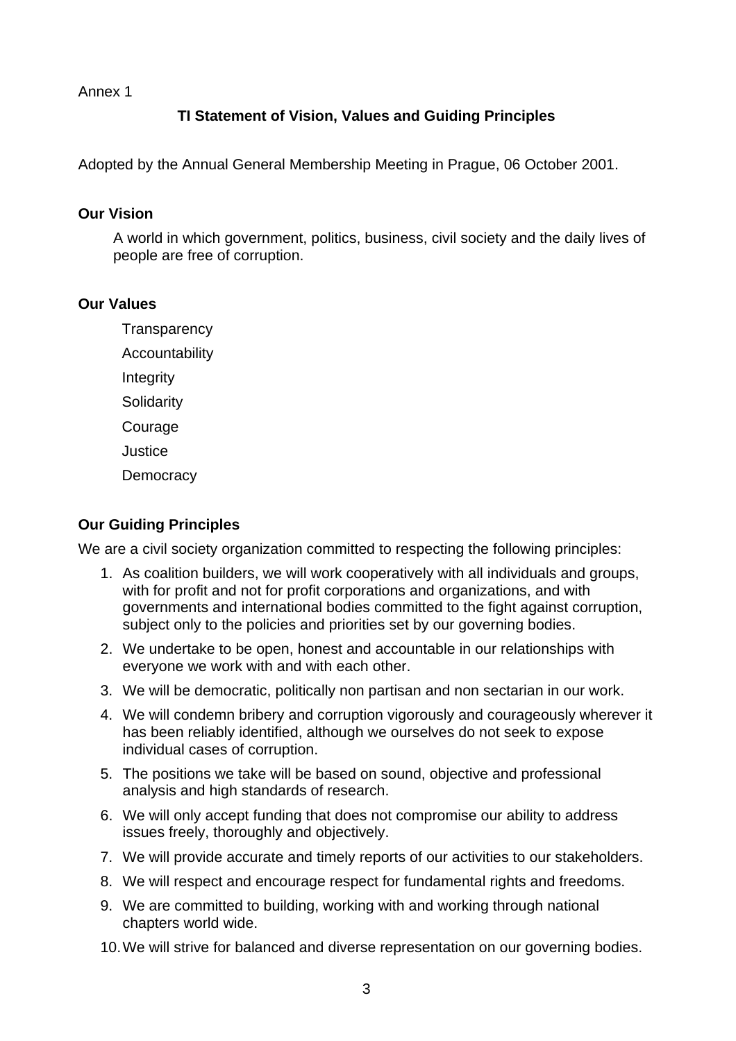Annex 1

## TI Statement of Vision, Values and Guiding Principles

Adopted by the Annual General Membership Meeting in Prague, 06 October 2001.

### Our Vision

A world in which government, politics, business, civil society and the daily lives of people are free of corruption.

### Our Values

Transparency

Accountability

Integrity

Solidarity

Courage

Justice

Democracy

### Our Guiding Principles

We are a civil society organization committed to respecting the following principles:

1. As coalition builders, we will work cooperatively with all individuals and groups, with for profit and not for profit corporations and organizations, and with governments and international bodies committed to the fight against corruption, subject only to the policies and priorities set by our governing bodies.
2. We undertake to be open, honest and accountable in our relationships with everyone we work with and with each other.
3. We will be democratic, politically non partisan and non sectarian in our work.
4. We will condemn bribery and corruption vigorously and courageously wherever it has been reliably identified, although we ourselves do not seek to expose individual cases of corruption.
5. The positions we take will be based on sound, objective and professional analysis and high standards of research.
6. We will only accept funding that does not compromise our ability to address issues freely, thoroughly and objectively.
7. We will provide accurate and timely reports of our activities to our stakeholders.
8. We will respect and encourage respect for fundamental rights and freedoms.
9. We are committed to building, working with and working through national chapters world wide.
10. We will strive for balanced and diverse representation on our governing bodies.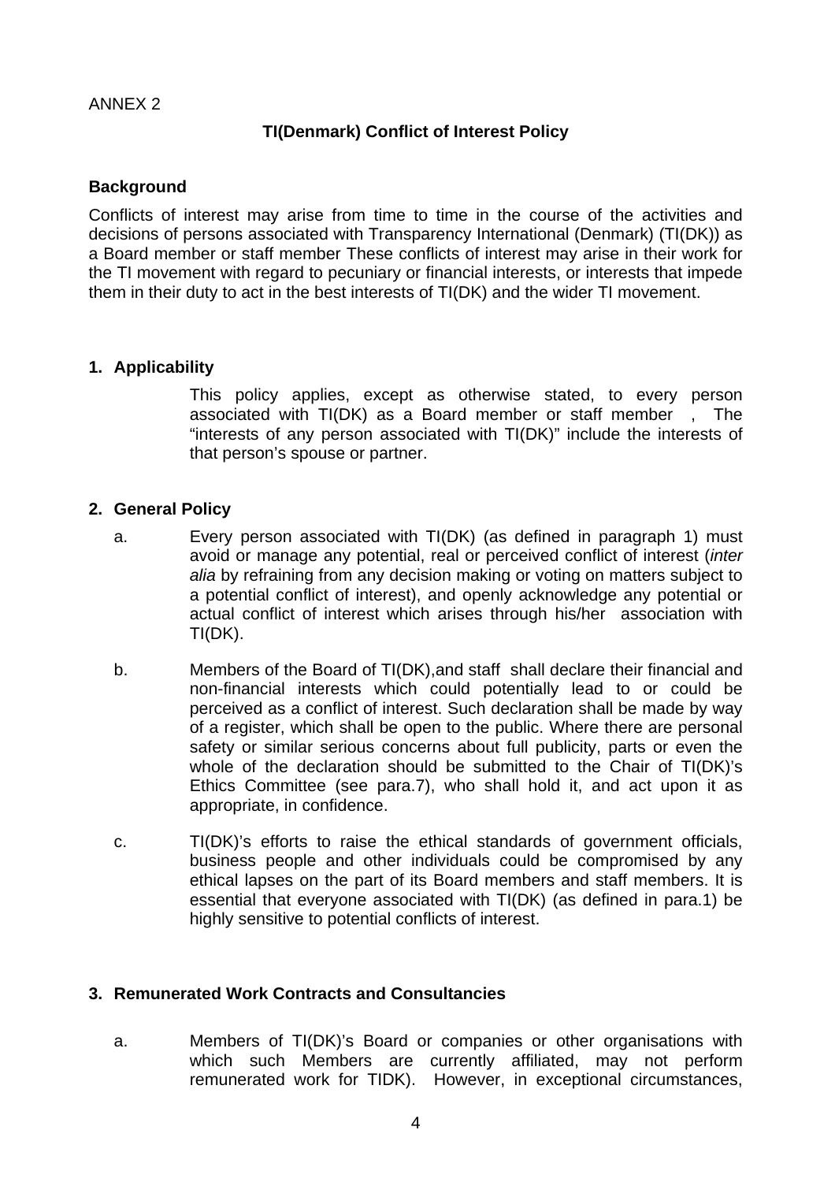ANNEX 2

## TI(Denmark) Conflict of Interest Policy

### Background

Conflicts of interest may arise from time to time in the course of the activities and decisions of persons associated with Transparency International (Denmark) (TI(DK)) as a Board member or staff member These conflicts of interest may arise in their work for the TI movement with regard to pecuniary or financial interests, or interests that impede them in their duty to act in the best interests of TI(DK) and the wider TI movement.

### 1. Applicability

This policy applies, except as otherwise stated, to every person associated with TI(DK) as a Board member or staff member , The "interests of any person associated with TI(DK)" include the interests of that person's spouse or partner.

### 2. General Policy

a. Every person associated with TI(DK) (as defined in paragraph 1) must avoid or manage any potential, real or perceived conflict of interest (*inter alia* by refraining from any decision making or voting on matters subject to a potential conflict of interest), and openly acknowledge any potential or actual conflict of interest which arises through his/her association with TI(DK).

b. Members of the Board of TI(DK),and staff shall declare their financial and non-financial interests which could potentially lead to or could be perceived as a conflict of interest. Such declaration shall be made by way of a register, which shall be open to the public. Where there are personal safety or similar serious concerns about full publicity, parts or even the whole of the declaration should be submitted to the Chair of TI(DK)'s Ethics Committee (see para.7), who shall hold it, and act upon it as appropriate, in confidence.

c. TI(DK)'s efforts to raise the ethical standards of government officials, business people and other individuals could be compromised by any ethical lapses on the part of its Board members and staff members. It is essential that everyone associated with TI(DK) (as defined in para.1) be highly sensitive to potential conflicts of interest.

### 3. Remunerated Work Contracts and Consultancies

a. Members of TI(DK)'s Board or companies or other organisations with which such Members are currently affiliated, may not perform remunerated work for TIDK). However, in exceptional circumstances,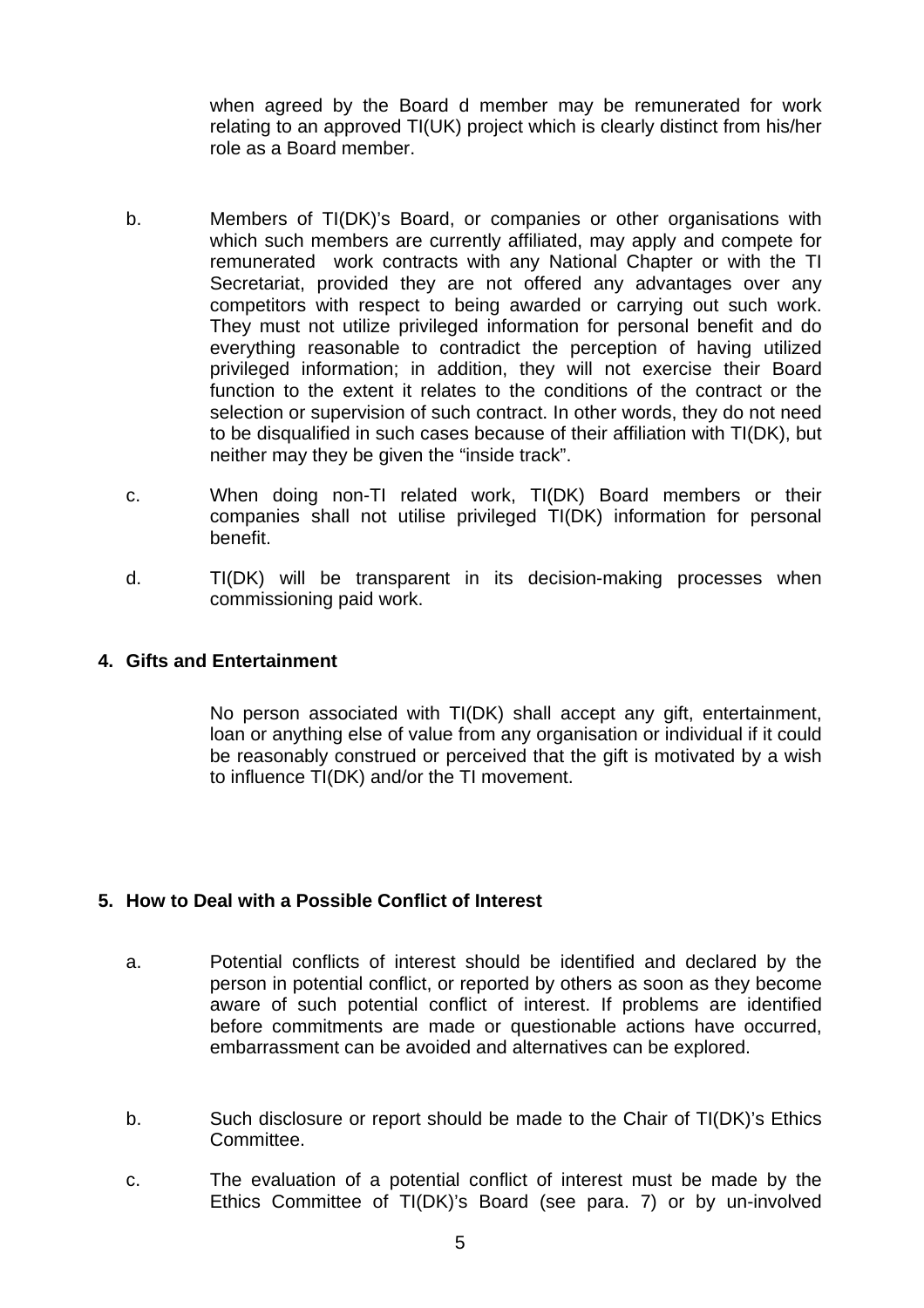when agreed by the Board d member may be remunerated for work relating to an approved TI(UK) project which is clearly distinct from his/her role as a Board member.

b. Members of TI(DK)'s Board, or companies or other organisations with which such members are currently affiliated, may apply and compete for remunerated work contracts with any National Chapter or with the TI Secretariat, provided they are not offered any advantages over any competitors with respect to being awarded or carrying out such work. They must not utilize privileged information for personal benefit and do everything reasonable to contradict the perception of having utilized privileged information; in addition, they will not exercise their Board function to the extent it relates to the conditions of the contract or the selection or supervision of such contract. In other words, they do not need to be disqualified in such cases because of their affiliation with TI(DK), but neither may they be given the "inside track".

c. When doing non-TI related work, TI(DK) Board members or their companies shall not utilise privileged TI(DK) information for personal benefit.

d. TI(DK) will be transparent in its decision-making processes when commissioning paid work.

## 4. Gifts and Entertainment

No person associated with TI(DK) shall accept any gift, entertainment, loan or anything else of value from any organisation or individual if it could be reasonably construed or perceived that the gift is motivated by a wish to influence TI(DK) and/or the TI movement.

## 5. How to Deal with a Possible Conflict of Interest

a. Potential conflicts of interest should be identified and declared by the person in potential conflict, or reported by others as soon as they become aware of such potential conflict of interest. If problems are identified before commitments are made or questionable actions have occurred, embarrassment can be avoided and alternatives can be explored.

b. Such disclosure or report should be made to the Chair of TI(DK)'s Ethics Committee.

c. The evaluation of a potential conflict of interest must be made by the Ethics Committee of TI(DK)'s Board (see para. 7) or by un-involved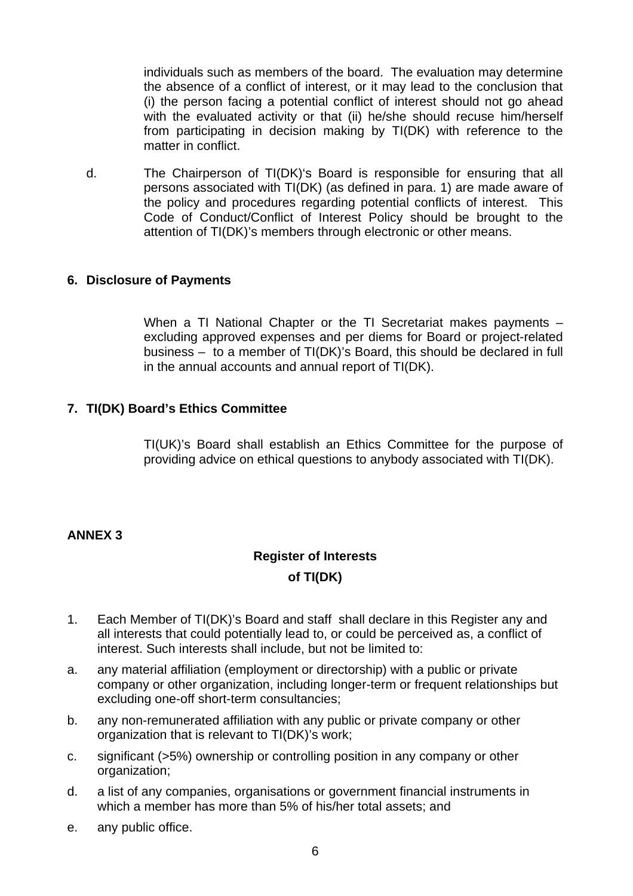individuals such as members of the board. The evaluation may determine the absence of a conflict of interest, or it may lead to the conclusion that (i) the person facing a potential conflict of interest should not go ahead with the evaluated activity or that (ii) he/she should recuse him/herself from participating in decision making by TI(DK) with reference to the matter in conflict.

d. The Chairperson of TI(DK)'s Board is responsible for ensuring that all persons associated with TI(DK) (as defined in para. 1) are made aware of the policy and procedures regarding potential conflicts of interest. This Code of Conduct/Conflict of Interest Policy should be brought to the attention of TI(DK)'s members through electronic or other means.

## 6. Disclosure of Payments

When a TI National Chapter or the TI Secretariat makes payments – excluding approved expenses and per diems for Board or project-related business – to a member of TI(DK)'s Board, this should be declared in full in the annual accounts and annual report of TI(DK).

## 7. TI(DK) Board's Ethics Committee

TI(UK)'s Board shall establish an Ethics Committee for the purpose of providing advice on ethical questions to anybody associated with TI(DK).

**ANNEX 3**

## Register of Interests of TI(DK)

1. Each Member of TI(DK)'s Board and staff shall declare in this Register any and all interests that could potentially lead to, or could be perceived as, a conflict of interest. Such interests shall include, but not be limited to:

a. any material affiliation (employment or directorship) with a public or private company or other organization, including longer-term or frequent relationships but excluding one-off short-term consultancies;

b. any non-remunerated affiliation with any public or private company or other organization that is relevant to TI(DK)'s work;

c. significant (>5%) ownership or controlling position in any company or other organization;

d. a list of any companies, organisations or government financial instruments in which a member has more than 5% of his/her total assets; and

e. any public office.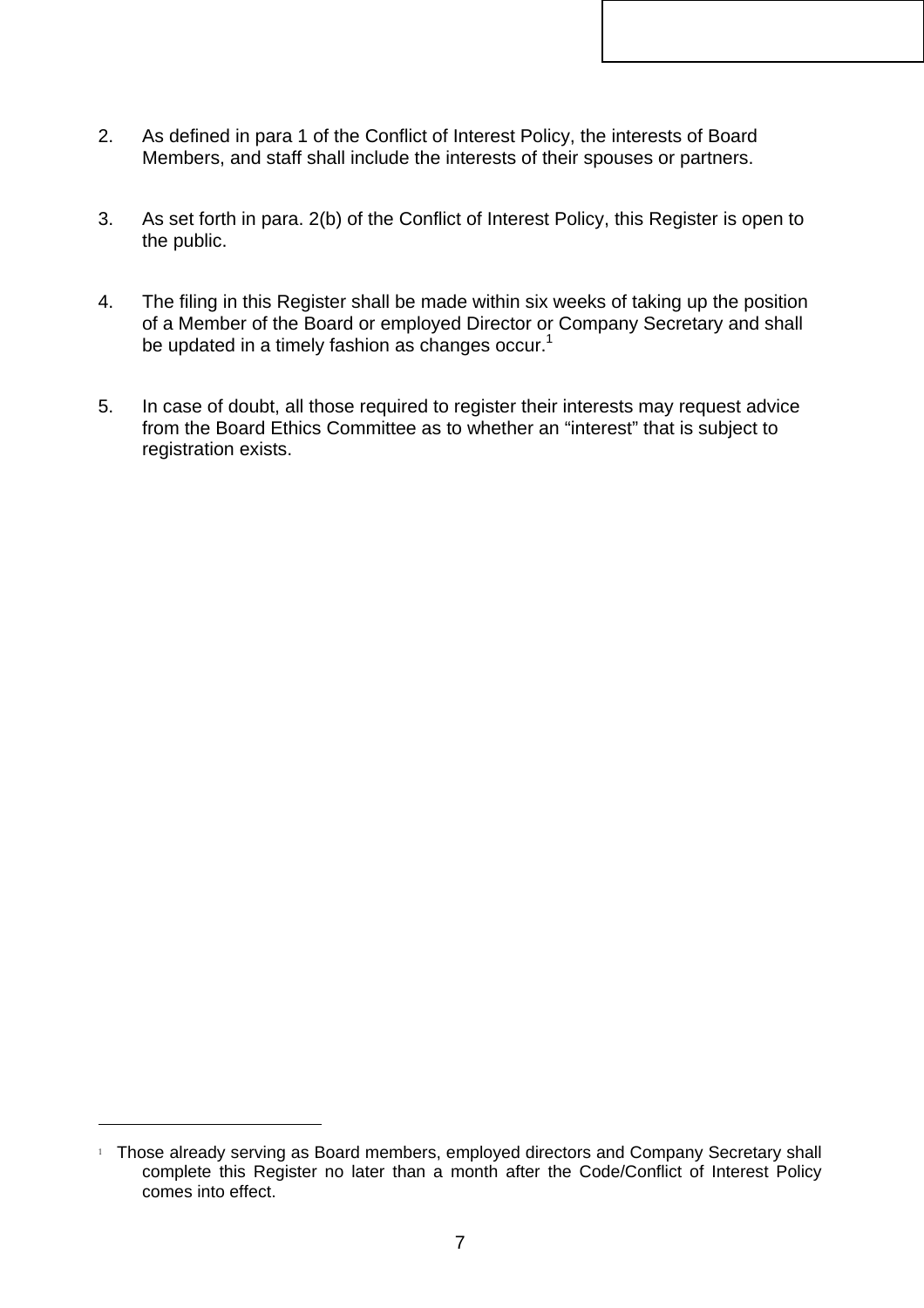2. As defined in para 1 of the Conflict of Interest Policy, the interests of Board Members, and staff shall include the interests of their spouses or partners.

3. As set forth in para. 2(b) of the Conflict of Interest Policy, this Register is open to the public.

4. The filing in this Register shall be made within six weeks of taking up the position of a Member of the Board or employed Director or Company Secretary and shall be updated in a timely fashion as changes occur.[1]

5. In case of doubt, all those required to register their interests may request advice from the Board Ethics Committee as to whether an "interest" that is subject to registration exists.

---

[1] Those already serving as Board members, employed directors and Company Secretary shall complete this Register no later than a month after the Code/Conflict of Interest Policy comes into effect.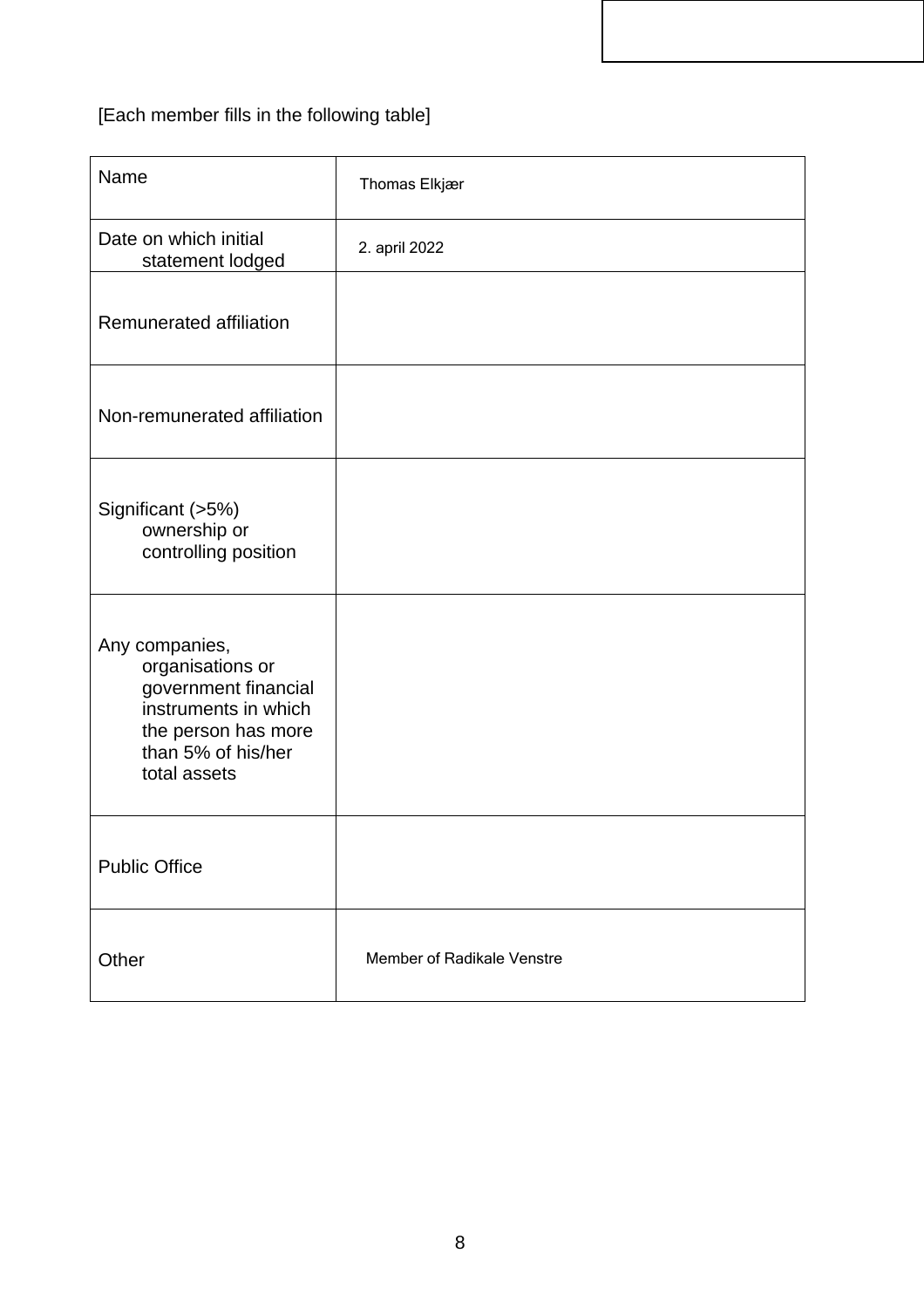[Each member fills in the following table]

| | |
|---|---|
| Name | Thomas Elkjær |
| Date on which initial statement lodged | 2. april 2022 |
| Remunerated affiliation | |
| Non-remunerated affiliation | |
| Significant (>5%) ownership or controlling position | |
| Any companies, organisations or government financial instruments in which the person has more than 5% of his/her total assets | |
| Public Office | |
| Other | Member of Radikale Venstre |